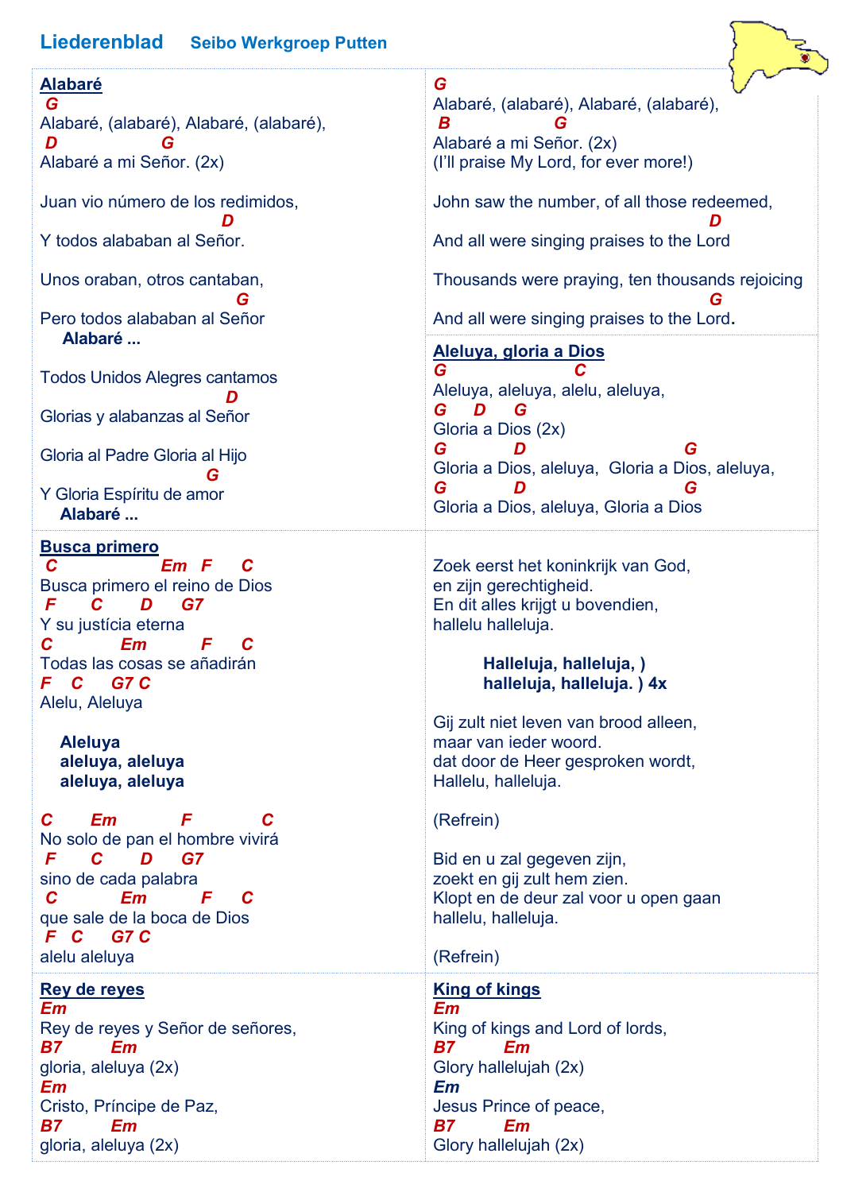# Liederenblad    Seibo Werkgroep Putten

## Alabaré

```
G
Alabaré, (alabaré), Alabaré, (alabaré),
D                G
Alabaré a mi Señor. (2x)

Juan vio número de los redimidos,
                              D
Y todos alababan al Señor.

Unos oraban, otros cantaban,
                                  G
Pero todos alababan al Señor
    Alabaré ...

Todos Unidos Alegres cantamos
                                D
Glorias y alabanzas al Señor

Gloria al Padre Gloria al Hijo
                              G
Y Gloria Espíritu de amor
    Alabaré ...
```

```
G
Alabaré, (alabaré), Alabaré, (alabaré),
B                G
Alabaré a mi Señor. (2x)
(I'll praise My Lord, for ever more!)

John saw the number, of all those redeemed,
                                            D
And all were singing praises to the Lord

Thousands were praying, ten thousands rejoicing
                                            G
And all were singing praises to the Lord.
```

## Aleluya, gloria a Dios

```
G                        C
Aleluya, aleluya, alelu, aleluya,
G    D    G
Gloria a Dios (2x)
G          D                      G
Gloria a Dios, aleluya,  Gloria a Dios, aleluya,
G          D                    G
Gloria a Dios, aleluya, Gloria a Dios
```

## Busca primero

```
C                  Em   F     C
Busca primero el reino de Dios
F      C      D     G7
Y su justícia eterna
C          Em          F     C
Todas las cosas se añadirán
F    C     G7 C
Alelu, Aleluya

    Aleluya
    aleluya, aleluya
    aleluya, aleluya

C      Em           F           C
No solo de pan el hombre vivirá
F      C      D     G7
sino de cada palabra
C          Em          F     C
que sale de la boca de Dios
F   C     G7 C
alelu aleluya
```

Zoek eerst het koninkrijk van God,
en zijn gerechtigheid.
En dit alles krijgt u bovendien,
hallelu halleluja.

**Halleluja, halleluja, )**
**halleluja, halleluja. ) 4x**

Gij zult niet leven van brood alleen,
maar van ieder woord.
dat door de Heer gesproken wordt,
Hallelu, halleluja.

(Refrein)

Bid en u zal gegeven zijn,
zoekt en gij zult hem zien.
Klopt en de deur zal voor u open gaan
hallelu, halleluja.

(Refrein)

## Rey de reyes

```
Em
Rey de reyes y Señor de señores,
B7         Em
gloria, aleluya (2x)
Em
Cristo, Príncipe de Paz,
B7         Em
gloria, aleluya (2x)
```

## King of kings

```
Em
King of kings and Lord of lords,
B7         Em
Glory hallelujah (2x)
Em
Jesus Prince of peace,
B7         Em
Glory hallelujah (2x)
```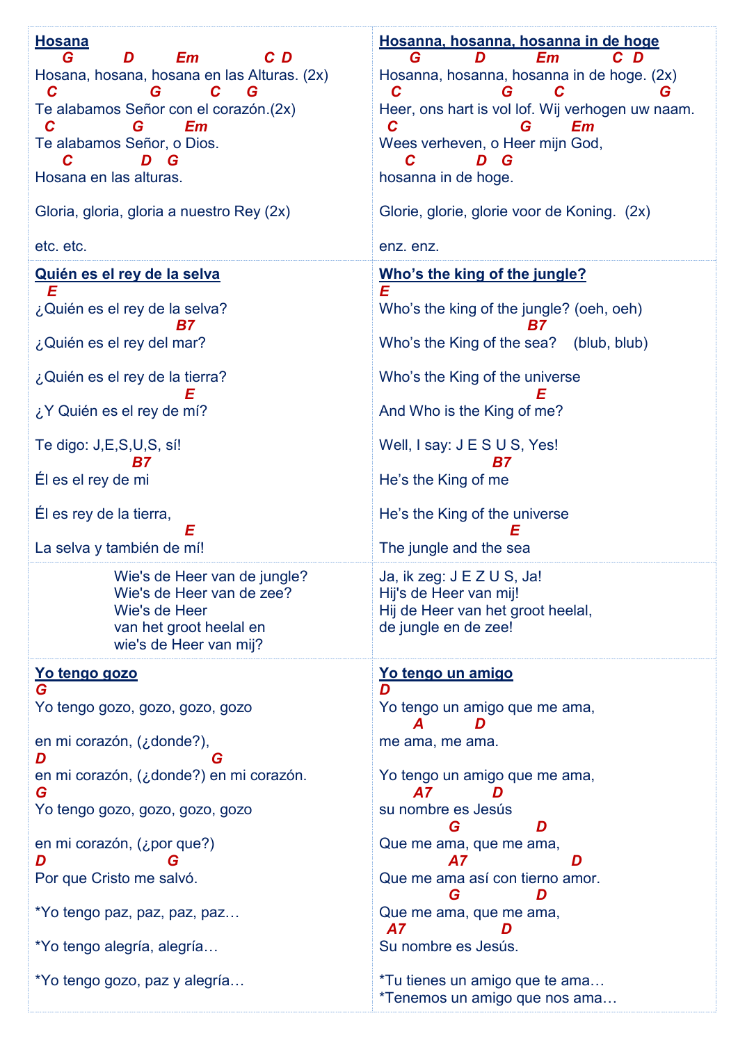**Hosana**

```
   G         D        Em            C  D
Hosana, hosana, hosana en las Alturas. (2x)
  C                 G         C     G
Te alabamos Señor con el corazón.(2x)
  C               G        Em
Te alabamos Señor, o Dios.
     C               D   G
Hosana en las alturas.
```

Gloria, gloria, gloria a nuestro Rey (2x)

etc. etc.

**Hosanna, hosanna, hosanna in de hoge**

```
     G          D          Em         C  D
Hosanna, hosanna, hosanna in de hoge. (2x)
  C                   G       C                G
Heer, ons hart is vol lof. Wij verhogen uw naam.
  C                     G        Em
Wees verheven, o Heer mijn God,
    C            D   G
hosanna in de hoge.
```

Glorie, glorie, glorie voor de Koning. (2x)

enz. enz.

**Quién es el rey de la selva**

```
   E
¿Quién es el rey de la selva?
                         B7
¿Quién es el rey del mar?

¿Quién es el rey de la tierra?
                          E
¿Y Quién es el rey de mí?

Te digo: J,E,S,U,S, sí!
                  B7
Él es el rey de mi

Él es rey de la tierra,
                          E
La selva y también de mí!
```

**Who's the king of the jungle?**

```
E
Who's the king of the jungle? (oeh, oeh)
                         B7
Who's the King of the sea?    (blub, blub)

Who's the King of the universe
                          E
And Who is the King of me?

Well, I say: J E S U S, Yes!
                  B7
He's the King of me

He's the King of the universe
                     E
The jungle and the sea
```

Wie's de Heer van de jungle?
Wie's de Heer van de zee?
Wie's de Heer
van het groot heelal en
wie's de Heer van mij?

Ja, ik zeg: J E Z U S, Ja!
Hij's de Heer van mij!
Hij de Heer van het groot heelal,
de jungle en de zee!

**Yo tengo gozo**

```
G
Yo tengo gozo, gozo, gozo, gozo

en mi corazón, (¿donde?),
D                              G
en mi corazón, (¿donde?) en mi corazón.
G
Yo tengo gozo, gozo, gozo, gozo

en mi corazón, (¿por que?)
D                    G
Por que Cristo me salvó.
```

*Yo tengo paz, paz, paz, paz…

*Yo tengo alegría, alegría…

*Yo tengo gozo, paz y alegría…

**Yo tengo un amigo**

```
D
Yo tengo un amigo que me ama,
          A         D
me ama, me ama.

Yo tengo un amigo que me ama,
       A7           D
su nombre es Jesús
              G              D
Que me ama, que me ama,
              A7                  D
Que me ama así con tierno amor.
              G              D
Que me ama, que me ama,
  A7                  D
Su nombre es Jesús.
```

*Tu tienes un amigo que te ama…
*Tenemos un amigo que nos ama…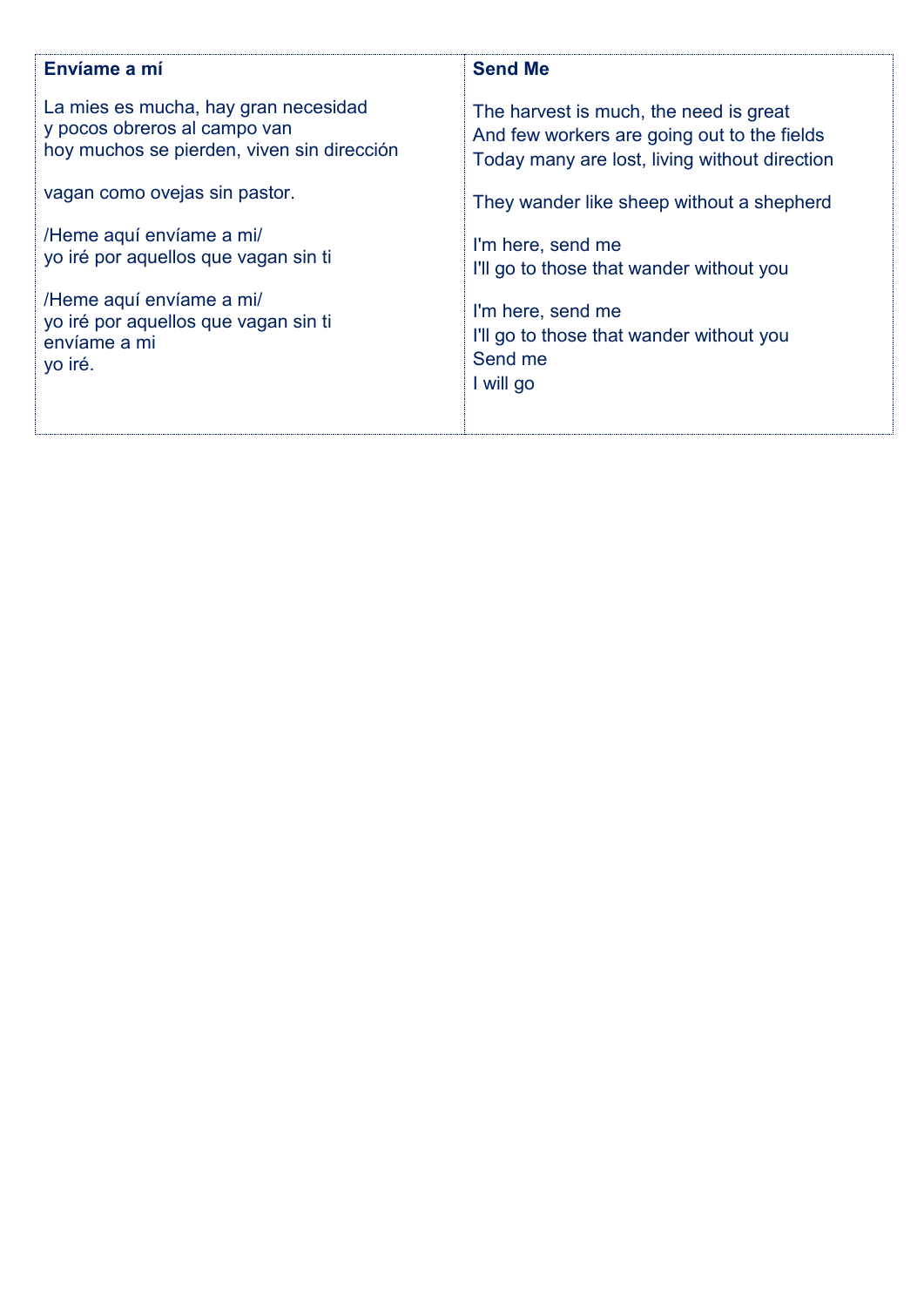| Envíame a mí | Send Me |
|---|---|
| La mies es mucha, hay gran necesidad<br>y pocos obreros al campo van<br>hoy muchos se pierden, viven sin dirección<br><br>vagan como ovejas sin pastor.<br><br>/Heme aquí envíame a mi/<br>yo iré por aquellos que vagan sin ti<br><br>/Heme aquí envíame a mi/<br>yo iré por aquellos que vagan sin ti<br>envíame a mi<br>yo iré. | The harvest is much, the need is great<br>And few workers are going out to the fields<br>Today many are lost, living without direction<br><br>They wander like sheep without a shepherd<br><br>I'm here, send me<br>I'll go to those that wander without you<br><br>I'm here, send me<br>I'll go to those that wander without you<br>Send me<br>I will go |